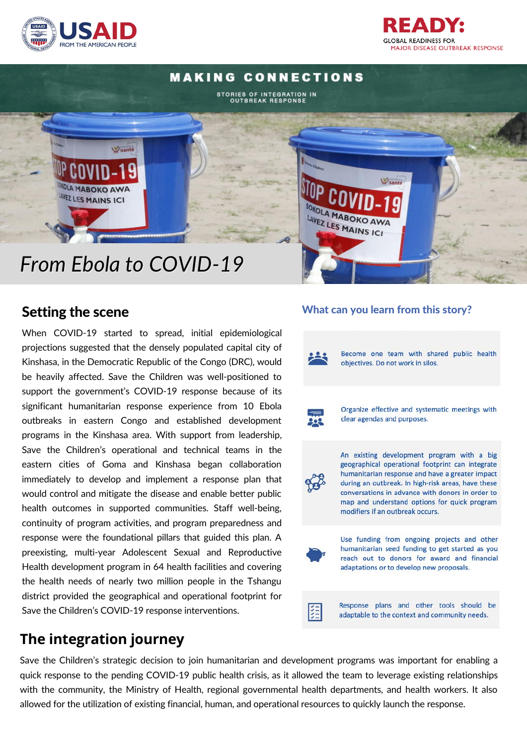USAID FROM THE AMERICAN PEOPLE

READY: GLOBAL READINESS FOR MAJOR DISEASE OUTBREAK RESPONSE

MAKING CONNECTIONS

STORIES OF INTEGRATION IN OUTBREAK RESPONSE

# *From Ebola to COVID-19*

## Setting the scene

When COVID-19 started to spread, initial epidemiological projections suggested that the densely populated capital city of Kinshasa, in the Democratic Republic of the Congo (DRC), would be heavily affected. Save the Children was well-positioned to support the government's COVID-19 response because of its significant humanitarian response experience from 10 Ebola outbreaks in eastern Congo and established development programs in the Kinshasa area. With support from leadership, Save the Children's operational and technical teams in the eastern cities of Goma and Kinshasa began collaboration immediately to develop and implement a response plan that would control and mitigate the disease and enable better public health outcomes in supported communities. Staff well-being, continuity of program activities, and program preparedness and response were the foundational pillars that guided this plan. A preexisting, multi-year Adolescent Sexual and Reproductive Health development program in 64 health facilities and covering the health needs of nearly two million people in the Tshangu district provided the geographical and operational footprint for Save the Children's COVID-19 response interventions.

### What can you learn from this story?

- Become one team with shared public health objectives. Do not work in silos.
- Organize effective and systematic meetings with clear agendas and purposes.
- An existing development program with a big geographical operational footprint can integrate humanitarian response and have a greater impact during an outbreak. In high-risk areas, have these conversations in advance with donors in order to map and understand options for quick program modifiers if an outbreak occurs.
- Use funding from ongoing projects and other humanitarian seed funding to get started as you reach out to donors for award and financial adaptations or to develop new proposals.
- Response plans and other tools should be adaptable to the context and community needs.

## The integration journey

Save the Children's strategic decision to join humanitarian and development programs was important for enabling a quick response to the pending COVID-19 public health crisis, as it allowed the team to leverage existing relationships with the community, the Ministry of Health, regional governmental health departments, and health workers. It also allowed for the utilization of existing financial, human, and operational resources to quickly launch the response.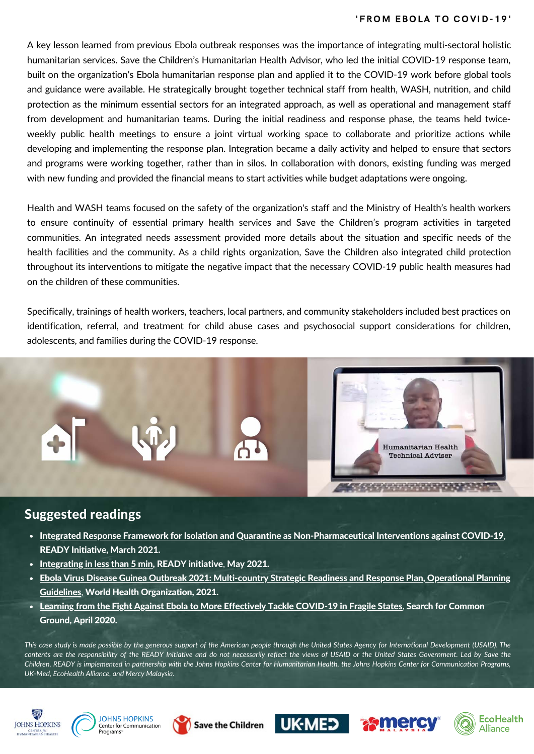A key lesson learned from previous Ebola outbreak responses was the importance of integrating multi-sectoral holistic humanitarian services. Save the Children's Humanitarian Health Advisor, who led the initial COVID-19 response team, built on the organization's Ebola humanitarian response plan and applied it to the COVID-19 work before global tools and guidance were available. He strategically brought together technical staff from health, WASH, nutrition, and child protection as the minimum essential sectors for an integrated approach, as well as operational and management staff from development and humanitarian teams. During the initial readiness and response phase, the teams held twice-weekly public health meetings to ensure a joint virtual working space to collaborate and prioritize actions while developing and implementing the response plan. Integration became a daily activity and helped to ensure that sectors and programs were working together, rather than in silos. In collaboration with donors, existing funding was merged with new funding and provided the financial means to start activities while budget adaptations were ongoing.

Health and WASH teams focused on the safety of the organization's staff and the Ministry of Health's health workers to ensure continuity of essential primary health services and Save the Children's program activities in targeted communities. An integrated needs assessment provided more details about the situation and specific needs of the health facilities and the community. As a child rights organization, Save the Children also integrated child protection throughout its interventions to mitigate the negative impact that the necessary COVID-19 public health measures had on the children of these communities.

Specifically, trainings of health workers, teachers, local partners, and community stakeholders included best practices on identification, referral, and treatment for child abuse cases and psychosocial support considerations for children, adolescents, and families during the COVID-19 response.

Humanitarian Health Technical Adviser

## Suggested readings

- **Integrated Response Framework for Isolation and Quarantine as Non-Pharmaceutical Interventions against COVID-19, READY Initiative, March 2021.**
- **Integrating in less than 5 min, READY initiative, May 2021.**
- **Ebola Virus Disease Guinea Outbreak 2021: Multi-country Strategic Readiness and Response Plan, Operational Planning Guidelines, World Health Organization, 2021.**
- **Learning from the Fight Against Ebola to More Effectively Tackle COVID-19 in Fragile States, Search for Common Ground, April 2020.**

*This case study is made possible by the generous support of the American people through the United States Agency for International Development (USAID). The contents are the responsibility of the READY Initiative and do not necessarily reflect the views of USAID or the United States Government. Led by Save the Children, READY is implemented in partnership with the Johns Hopkins Center for Humanitarian Health, the Johns Hopkins Center for Communication Programs, UK-Med, EcoHealth Alliance, and Mercy Malaysia.*

Johns Hopkins Center for Humanitarian Health | Johns Hopkins Center for Communication Programs | Save the Children | UK-MED | Mercy Malaysia | EcoHealth Alliance